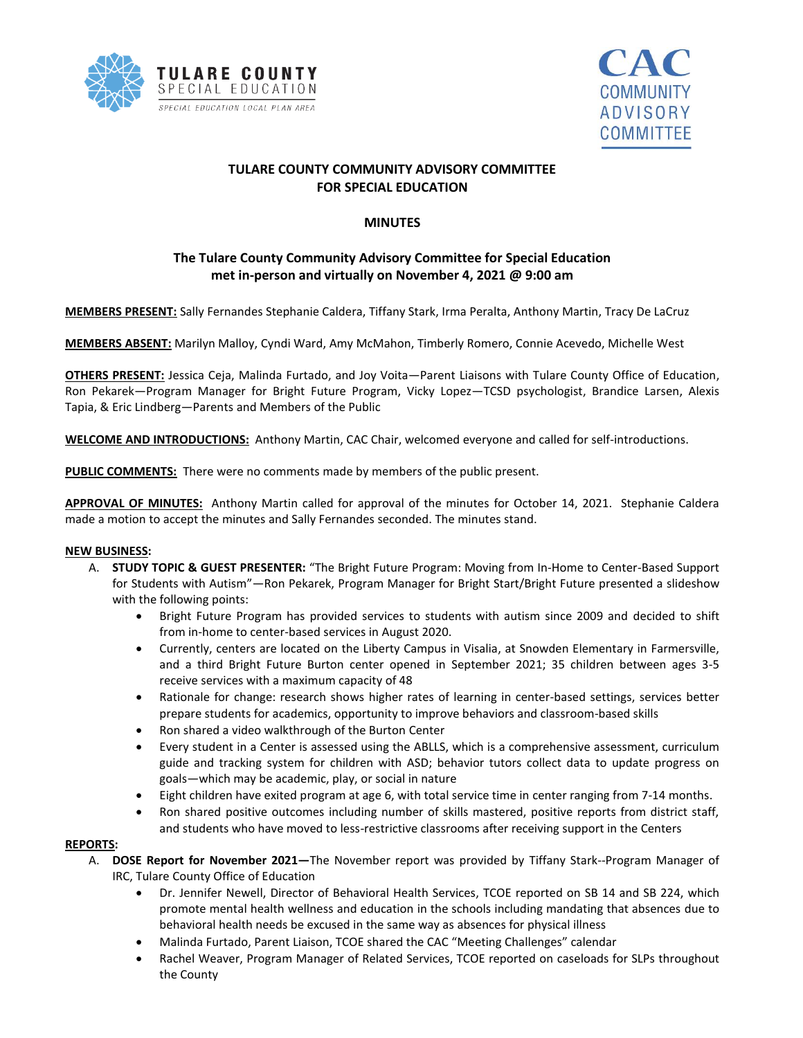TULARE COUNTY SPECIAL EDUCATION
SPECIAL EDUCATION LOCAL PLAN AREA

CAC COMMUNITY ADVISORY COMMITTEE

# TULARE COUNTY COMMUNITY ADVISORY COMMITTEE FOR SPECIAL EDUCATION

## MINUTES

### The Tulare County Community Advisory Committee for Special Education met in-person and virtually on November 4, 2021 @ 9:00 am

**MEMBERS PRESENT:** Sally Fernandes Stephanie Caldera, Tiffany Stark, Irma Peralta, Anthony Martin, Tracy De LaCruz

**MEMBERS ABSENT:** Marilyn Malloy, Cyndi Ward, Amy McMahon, Timberly Romero, Connie Acevedo, Michelle West

**OTHERS PRESENT:** Jessica Ceja, Malinda Furtado, and Joy Voita—Parent Liaisons with Tulare County Office of Education, Ron Pekarek—Program Manager for Bright Future Program, Vicky Lopez—TCSD psychologist, Brandice Larsen, Alexis Tapia, & Eric Lindberg—Parents and Members of the Public

**WELCOME AND INTRODUCTIONS:** Anthony Martin, CAC Chair, welcomed everyone and called for self-introductions.

**PUBLIC COMMENTS:** There were no comments made by members of the public present.

**APPROVAL OF MINUTES:** Anthony Martin called for approval of the minutes for October 14, 2021. Stephanie Caldera made a motion to accept the minutes and Sally Fernandes seconded. The minutes stand.

**NEW BUSINESS:**

A. **STUDY TOPIC & GUEST PRESENTER:** "The Bright Future Program: Moving from In-Home to Center-Based Support for Students with Autism"—Ron Pekarek, Program Manager for Bright Start/Bright Future presented a slideshow with the following points:
   - Bright Future Program has provided services to students with autism since 2009 and decided to shift from in-home to center-based services in August 2020.
   - Currently, centers are located on the Liberty Campus in Visalia, at Snowden Elementary in Farmersville, and a third Bright Future Burton center opened in September 2021; 35 children between ages 3-5 receive services with a maximum capacity of 48
   - Rationale for change: research shows higher rates of learning in center-based settings, services better prepare students for academics, opportunity to improve behaviors and classroom-based skills
   - Ron shared a video walkthrough of the Burton Center
   - Every student in a Center is assessed using the ABLLS, which is a comprehensive assessment, curriculum guide and tracking system for children with ASD; behavior tutors collect data to update progress on goals—which may be academic, play, or social in nature
   - Eight children have exited program at age 6, with total service time in center ranging from 7-14 months.
   - Ron shared positive outcomes including number of skills mastered, positive reports from district staff, and students who have moved to less-restrictive classrooms after receiving support in the Centers

**REPORTS:**

A. **DOSE Report for November 2021—**The November report was provided by Tiffany Stark--Program Manager of IRC, Tulare County Office of Education
   - Dr. Jennifer Newell, Director of Behavioral Health Services, TCOE reported on SB 14 and SB 224, which promote mental health wellness and education in the schools including mandating that absences due to behavioral health needs be excused in the same way as absences for physical illness
   - Malinda Furtado, Parent Liaison, TCOE shared the CAC "Meeting Challenges" calendar
   - Rachel Weaver, Program Manager of Related Services, TCOE reported on caseloads for SLPs throughout the County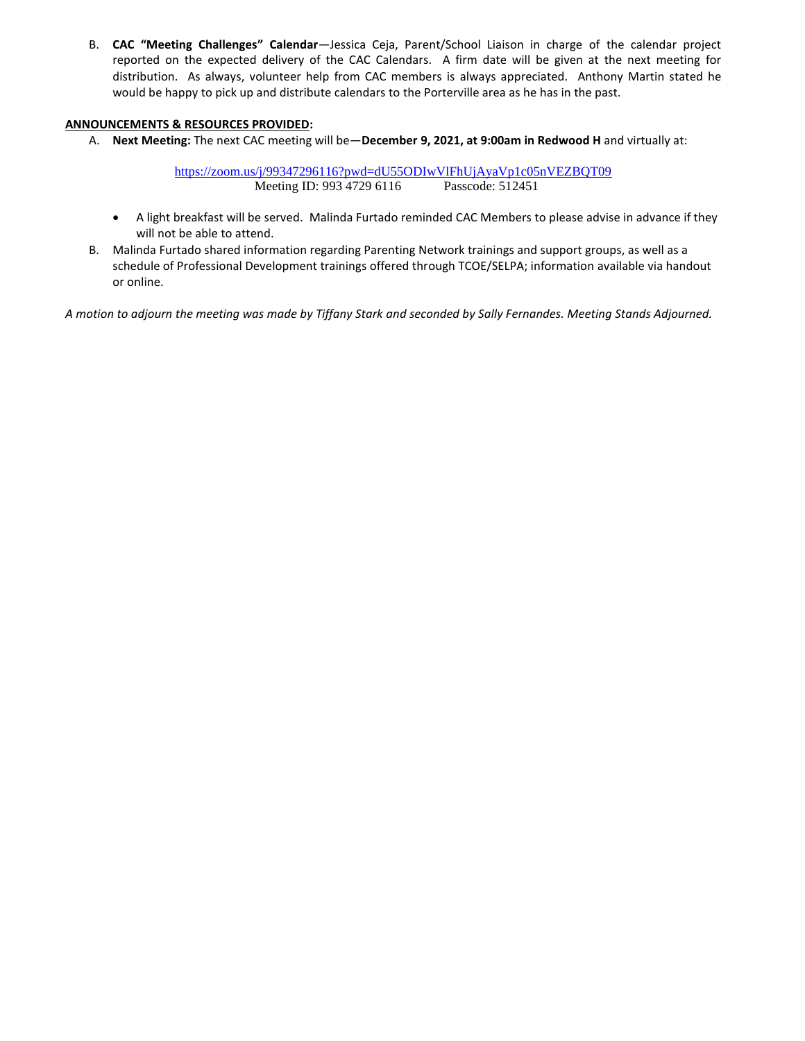B. **CAC "Meeting Challenges" Calendar**—Jessica Ceja, Parent/School Liaison in charge of the calendar project reported on the expected delivery of the CAC Calendars. A firm date will be given at the next meeting for distribution. As always, volunteer help from CAC members is always appreciated. Anthony Martin stated he would be happy to pick up and distribute calendars to the Porterville area as he has in the past.

**ANNOUNCEMENTS & RESOURCES PROVIDED:**

A. **Next Meeting:** The next CAC meeting will be—**December 9, 2021, at 9:00am in Redwood H** and virtually at:

https://zoom.us/j/99347296116?pwd=dU55ODIwVlFhUjAyaVp1c05nVEZBQT09
Meeting ID: 993 4729 6116 Passcode: 512451

- A light breakfast will be served. Malinda Furtado reminded CAC Members to please advise in advance if they will not be able to attend.

B. Malinda Furtado shared information regarding Parenting Network trainings and support groups, as well as a schedule of Professional Development trainings offered through TCOE/SELPA; information available via handout or online.

*A motion to adjourn the meeting was made by Tiffany Stark and seconded by Sally Fernandes. Meeting Stands Adjourned.*